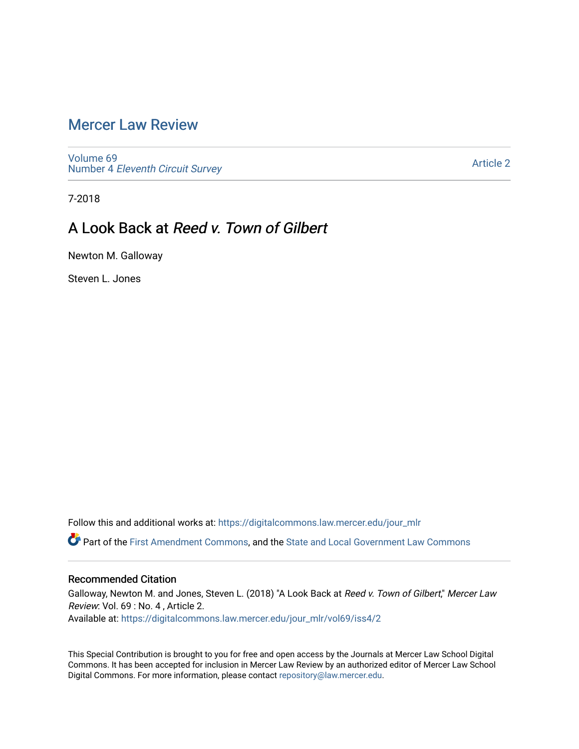# Mercer Law Review

Volume 69
Number 4 *Eleventh Circuit Survey*

Article 2

7-2018

## A Look Back at *Reed v. Town of Gilbert*

Newton M. Galloway

Steven L. Jones

Follow this and additional works at: https://digitalcommons.law.mercer.edu/jour_mlr

Part of the First Amendment Commons, and the State and Local Government Law Commons

### Recommended Citation

Galloway, Newton M. and Jones, Steven L. (2018) "A Look Back at *Reed v. Town of Gilbert*," *Mercer Law Review*: Vol. 69 : No. 4 , Article 2.
Available at: https://digitalcommons.law.mercer.edu/jour_mlr/vol69/iss4/2

This Special Contribution is brought to you for free and open access by the Journals at Mercer Law School Digital Commons. It has been accepted for inclusion in Mercer Law Review by an authorized editor of Mercer Law School Digital Commons. For more information, please contact repository@law.mercer.edu.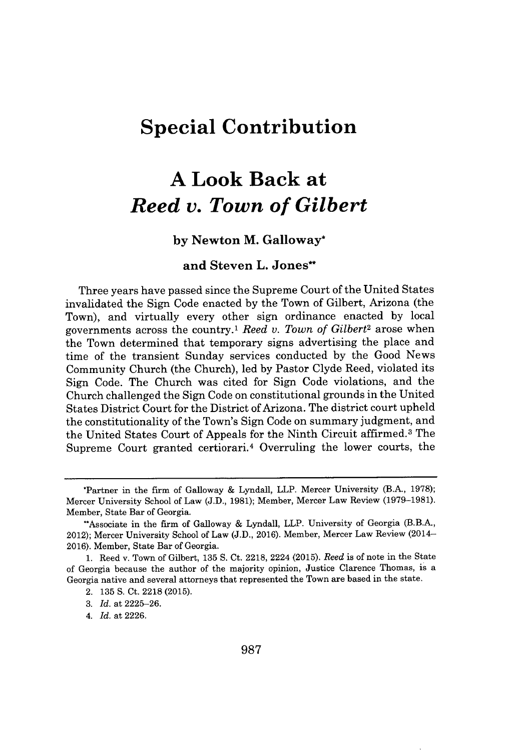# Special Contribution

# A Look Back at *Reed v. Town of Gilbert*

**by Newton M. Galloway\***

**and Steven L. Jones\*\***

Three years have passed since the Supreme Court of the United States invalidated the Sign Code enacted by the Town of Gilbert, Arizona (the Town), and virtually every other sign ordinance enacted by local governments across the country.[1] *Reed v. Town of Gilbert*[2] arose when the Town determined that temporary signs advertising the place and time of the transient Sunday services conducted by the Good News Community Church (the Church), led by Pastor Clyde Reed, violated its Sign Code. The Church was cited for Sign Code violations, and the Church challenged the Sign Code on constitutional grounds in the United States District Court for the District of Arizona. The district court upheld the constitutionality of the Town's Sign Code on summary judgment, and the United States Court of Appeals for the Ninth Circuit affirmed.[3] The Supreme Court granted certiorari.[4] Overruling the lower courts, the

---

\*Partner in the firm of Galloway & Lyndall, LLP. Mercer University (B.A., 1978); Mercer University School of Law (J.D., 1981); Member, Mercer Law Review (1979–1981). Member, State Bar of Georgia.

\*\*Associate in the firm of Galloway & Lyndall, LLP. University of Georgia (B.B.A., 2012); Mercer University School of Law (J.D., 2016). Member, Mercer Law Review (2014–2016). Member, State Bar of Georgia.

1. Reed v. Town of Gilbert, 135 S. Ct. 2218, 2224 (2015). *Reed* is of note in the State of Georgia because the author of the majority opinion, Justice Clarence Thomas, is a Georgia native and several attorneys that represented the Town are based in the state.

2. 135 S. Ct. 2218 (2015).

3. *Id.* at 2225–26.

4. *Id.* at 2226.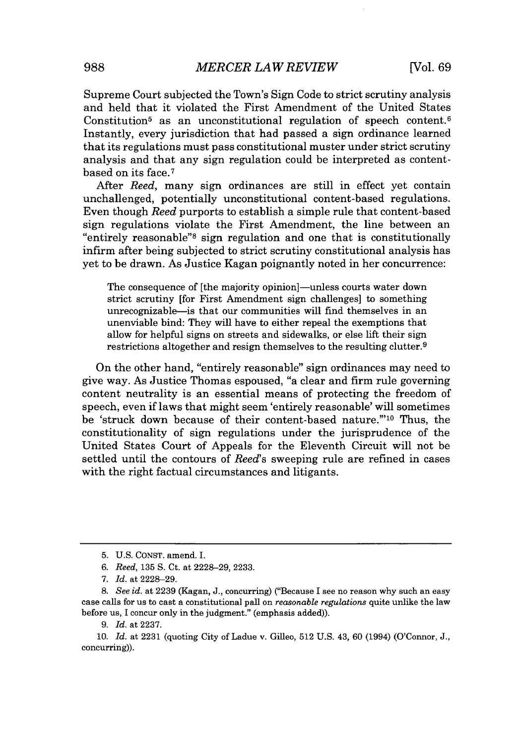Supreme Court subjected the Town's Sign Code to strict scrutiny analysis and held that it violated the First Amendment of the United States Constitution[5] as an unconstitutional regulation of speech content.[6] Instantly, every jurisdiction that had passed a sign ordinance learned that its regulations must pass constitutional muster under strict scrutiny analysis and that any sign regulation could be interpreted as content-based on its face.[7]

After *Reed*, many sign ordinances are still in effect yet contain unchallenged, potentially unconstitutional content-based regulations. Even though *Reed* purports to establish a simple rule that content-based sign regulations violate the First Amendment, the line between an "entirely reasonable"[8] sign regulation and one that is constitutionally infirm after being subjected to strict scrutiny constitutional analysis has yet to be drawn. As Justice Kagan poignantly noted in her concurrence:

> The consequence of [the majority opinion]—unless courts water down strict scrutiny [for First Amendment sign challenges] to something unrecognizable—is that our communities will find themselves in an unenviable bind: They will have to either repeal the exemptions that allow for helpful signs on streets and sidewalks, or else lift their sign restrictions altogether and resign themselves to the resulting clutter.[9]

On the other hand, "entirely reasonable" sign ordinances may need to give way. As Justice Thomas espoused, "a clear and firm rule governing content neutrality is an essential means of protecting the freedom of speech, even if laws that might seem 'entirely reasonable' will sometimes be 'struck down because of their content-based nature.'"[10] Thus, the constitutionality of sign regulations under the jurisprudence of the United States Court of Appeals for the Eleventh Circuit will not be settled until the contours of *Reed*'s sweeping rule are refined in cases with the right factual circumstances and litigants.

---

5. U.S. CONST. amend. I.

6. *Reed*, 135 S. Ct. at 2228–29, 2233.

7. *Id.* at 2228–29.

8. *See id.* at 2239 (Kagan, J., concurring) ("Because I see no reason why such an easy case calls for us to cast a constitutional pall on *reasonable regulations* quite unlike the law before us, I concur only in the judgment." (emphasis added)).

9. *Id.* at 2237.

10. *Id.* at 2231 (quoting City of Ladue v. Gilleo, 512 U.S. 43, 60 (1994) (O'Connor, J., concurring)).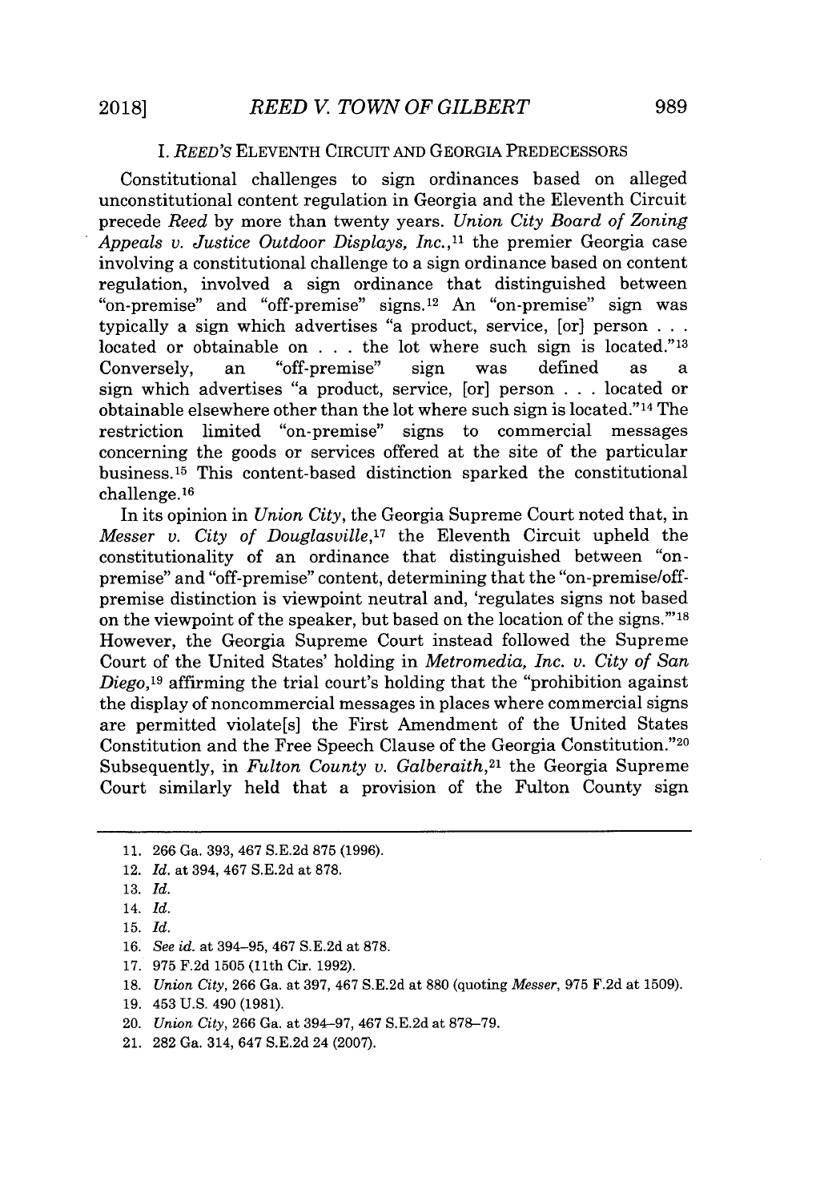## I. *REED'S* ELEVENTH CIRCUIT AND GEORGIA PREDECESSORS

Constitutional challenges to sign ordinances based on alleged unconstitutional content regulation in Georgia and the Eleventh Circuit precede *Reed* by more than twenty years. *Union City Board of Zoning Appeals v. Justice Outdoor Displays, Inc.*,[11] the premier Georgia case involving a constitutional challenge to a sign ordinance based on content regulation, involved a sign ordinance that distinguished between "on-premise" and "off-premise" signs.[12] An "on-premise" sign was typically a sign which advertises "a product, service, [or] person . . . located or obtainable on . . . the lot where such sign is located."[13] Conversely, an "off-premise" sign was defined as a sign which advertises "a product, service, [or] person . . . located or obtainable elsewhere other than the lot where such sign is located."[14] The restriction limited "on-premise" signs to commercial messages concerning the goods or services offered at the site of the particular business.[15] This content-based distinction sparked the constitutional challenge.[16]

In its opinion in *Union City*, the Georgia Supreme Court noted that, in *Messer v. City of Douglasville*,[17] the Eleventh Circuit upheld the constitutionality of an ordinance that distinguished between "on-premise" and "off-premise" content, determining that the "on-premise/off-premise distinction is viewpoint neutral and, 'regulates signs not based on the viewpoint of the speaker, but based on the location of the signs.'"[18] However, the Georgia Supreme Court instead followed the Supreme Court of the United States' holding in *Metromedia, Inc. v. City of San Diego*,[19] affirming the trial court's holding that the "prohibition against the display of noncommercial messages in places where commercial signs are permitted violate[s] the First Amendment of the United States Constitution and the Free Speech Clause of the Georgia Constitution."[20] Subsequently, in *Fulton County v. Galberaith*,[21] the Georgia Supreme Court similarly held that a provision of the Fulton County sign

---

11. 266 Ga. 393, 467 S.E.2d 875 (1996).
12. *Id.* at 394, 467 S.E.2d at 878.
13. *Id.*
14. *Id.*
15. *Id.*
16. *See id.* at 394–95, 467 S.E.2d at 878.
17. 975 F.2d 1505 (11th Cir. 1992).
18. *Union City*, 266 Ga. at 397, 467 S.E.2d at 880 (quoting *Messer*, 975 F.2d at 1509).
19. 453 U.S. 490 (1981).
20. *Union City*, 266 Ga. at 394–97, 467 S.E.2d at 878–79.
21. 282 Ga. 314, 647 S.E.2d 24 (2007).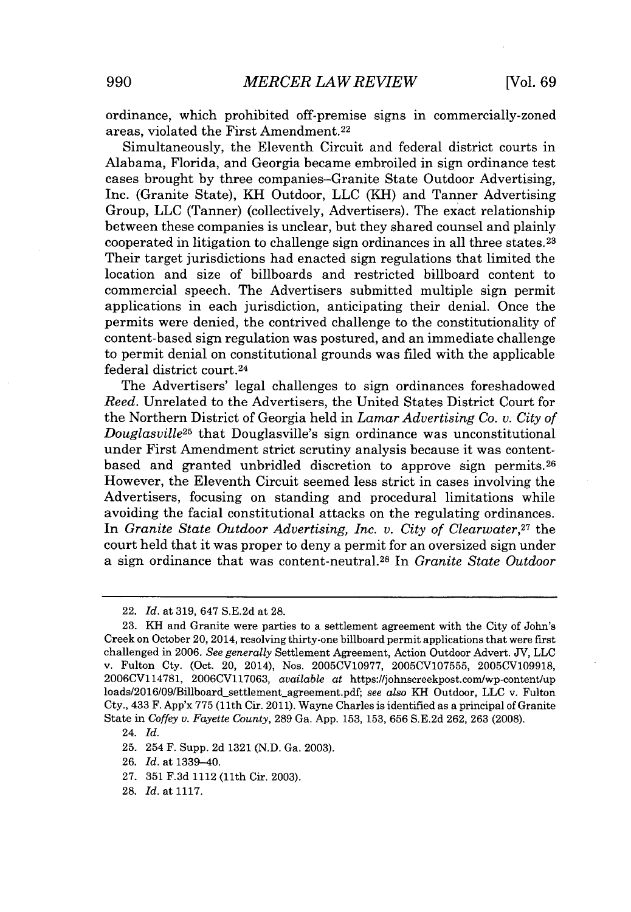ordinance, which prohibited off-premise signs in commercially-zoned areas, violated the First Amendment.[22]

Simultaneously, the Eleventh Circuit and federal district courts in Alabama, Florida, and Georgia became embroiled in sign ordinance test cases brought by three companies–Granite State Outdoor Advertising, Inc. (Granite State), KH Outdoor, LLC (KH) and Tanner Advertising Group, LLC (Tanner) (collectively, Advertisers). The exact relationship between these companies is unclear, but they shared counsel and plainly cooperated in litigation to challenge sign ordinances in all three states.[23] Their target jurisdictions had enacted sign regulations that limited the location and size of billboards and restricted billboard content to commercial speech. The Advertisers submitted multiple sign permit applications in each jurisdiction, anticipating their denial. Once the permits were denied, the contrived challenge to the constitutionality of content-based sign regulation was postured, and an immediate challenge to permit denial on constitutional grounds was filed with the applicable federal district court.[24]

The Advertisers' legal challenges to sign ordinances foreshadowed *Reed*. Unrelated to the Advertisers, the United States District Court for the Northern District of Georgia held in *Lamar Advertising Co. v. City of Douglasville*[25] that Douglasville's sign ordinance was unconstitutional under First Amendment strict scrutiny analysis because it was content-based and granted unbridled discretion to approve sign permits.[26] However, the Eleventh Circuit seemed less strict in cases involving the Advertisers, focusing on standing and procedural limitations while avoiding the facial constitutional attacks on the regulating ordinances. In *Granite State Outdoor Advertising, Inc. v. City of Clearwater*,[27] the court held that it was proper to deny a permit for an oversized sign under a sign ordinance that was content-neutral.[28] In *Granite State Outdoor*

---

22. *Id.* at 319, 647 S.E.2d at 28.

23. KH and Granite were parties to a settlement agreement with the City of John's Creek on October 20, 2014, resolving thirty-one billboard permit applications that were first challenged in 2006. *See generally* Settlement Agreement, Action Outdoor Advert. JV, LLC v. Fulton Cty. (Oct. 20, 2014), Nos. 2005CV10977, 2005CV107555, 2005CV109918, 2006CV114781, 2006CV117063, *available at* https://johnscreekpost.com/wp-content/uploads/2016/09/Billboard_settlement_agreement.pdf; *see also* KH Outdoor, LLC v. Fulton Cty., 433 F. App'x 775 (11th Cir. 2011). Wayne Charles is identified as a principal of Granite State in *Coffey v. Fayette County*, 289 Ga. App. 153, 153, 656 S.E.2d 262, 263 (2008).

24. *Id.*

25. 254 F. Supp. 2d 1321 (N.D. Ga. 2003).

26. *Id.* at 1339–40.

27. 351 F.3d 1112 (11th Cir. 2003).

28. *Id.* at 1117.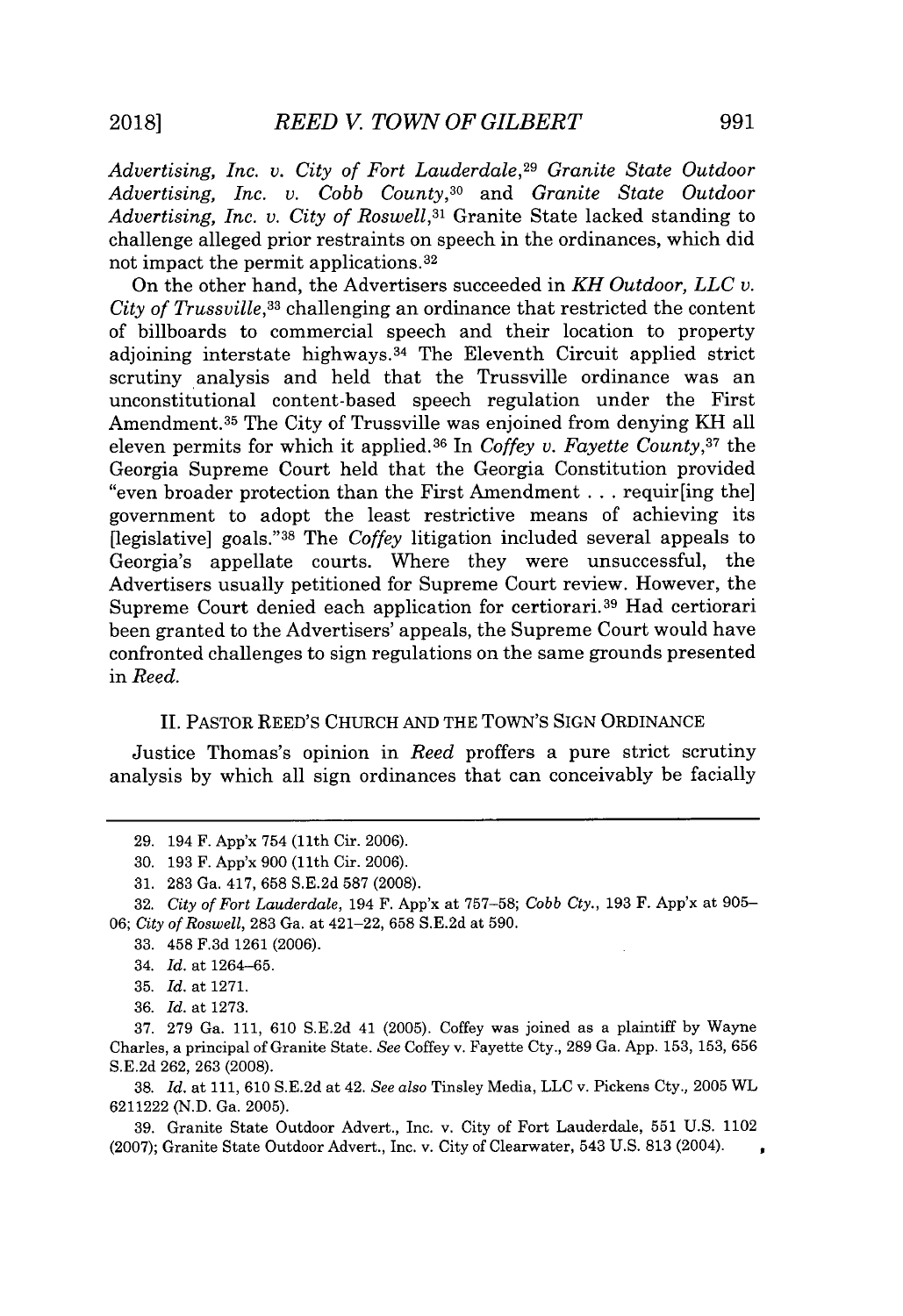*Advertising, Inc. v. City of Fort Lauderdale*,[29] *Granite State Outdoor Advertising, Inc. v. Cobb County*,[30] and *Granite State Outdoor Advertising, Inc. v. City of Roswell*,[31] Granite State lacked standing to challenge alleged prior restraints on speech in the ordinances, which did not impact the permit applications.[32]

On the other hand, the Advertisers succeeded in *KH Outdoor, LLC v. City of Trussville*,[33] challenging an ordinance that restricted the content of billboards to commercial speech and their location to property adjoining interstate highways.[34] The Eleventh Circuit applied strict scrutiny analysis and held that the Trussville ordinance was an unconstitutional content-based speech regulation under the First Amendment.[35] The City of Trussville was enjoined from denying KH all eleven permits for which it applied.[36] In *Coffey v. Fayette County*,[37] the Georgia Supreme Court held that the Georgia Constitution provided "even broader protection than the First Amendment . . . requir[ing the] government to adopt the least restrictive means of achieving its [legislative] goals."[38] The *Coffey* litigation included several appeals to Georgia's appellate courts. Where they were unsuccessful, the Advertisers usually petitioned for Supreme Court review. However, the Supreme Court denied each application for certiorari.[39] Had certiorari been granted to the Advertisers' appeals, the Supreme Court would have confronted challenges to sign regulations on the same grounds presented in *Reed*.

## II. PASTOR REED'S CHURCH AND THE TOWN'S SIGN ORDINANCE

Justice Thomas's opinion in *Reed* proffers a pure strict scrutiny analysis by which all sign ordinances that can conceivably be facially

---

29. 194 F. App'x 754 (11th Cir. 2006).

30. 193 F. App'x 900 (11th Cir. 2006).

31. 283 Ga. 417, 658 S.E.2d 587 (2008).

32. *City of Fort Lauderdale*, 194 F. App'x at 757–58; *Cobb Cty.*, 193 F. App'x at 905–06; *City of Roswell*, 283 Ga. at 421–22, 658 S.E.2d at 590.

33. 458 F.3d 1261 (2006).

34. *Id.* at 1264–65.

35. *Id.* at 1271.

36. *Id.* at 1273.

37. 279 Ga. 111, 610 S.E.2d 41 (2005). Coffey was joined as a plaintiff by Wayne Charles, a principal of Granite State. *See* Coffey v. Fayette Cty., 289 Ga. App. 153, 153, 656 S.E.2d 262, 263 (2008).

38. *Id.* at 111, 610 S.E.2d at 42. *See also* Tinsley Media, LLC v. Pickens Cty., 2005 WL 6211222 (N.D. Ga. 2005).

39. Granite State Outdoor Advert., Inc. v. City of Fort Lauderdale, 551 U.S. 1102 (2007); Granite State Outdoor Advert., Inc. v. City of Clearwater, 543 U.S. 813 (2004).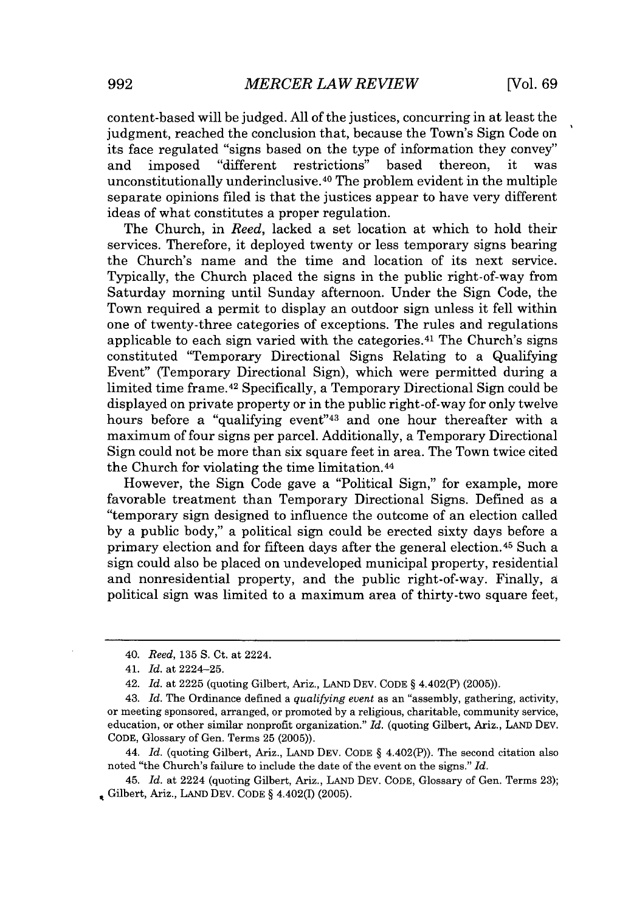content-based will be judged. All of the justices, concurring in at least the judgment, reached the conclusion that, because the Town's Sign Code on its face regulated "signs based on the type of information they convey" and imposed "different restrictions" based thereon, it was unconstitutionally underinclusive.[40] The problem evident in the multiple separate opinions filed is that the justices appear to have very different ideas of what constitutes a proper regulation.

The Church, in *Reed*, lacked a set location at which to hold their services. Therefore, it deployed twenty or less temporary signs bearing the Church's name and the time and location of its next service. Typically, the Church placed the signs in the public right-of-way from Saturday morning until Sunday afternoon. Under the Sign Code, the Town required a permit to display an outdoor sign unless it fell within one of twenty-three categories of exceptions. The rules and regulations applicable to each sign varied with the categories.[41] The Church's signs constituted "Temporary Directional Signs Relating to a Qualifying Event" (Temporary Directional Sign), which were permitted during a limited time frame.[42] Specifically, a Temporary Directional Sign could be displayed on private property or in the public right-of-way for only twelve hours before a "qualifying event"[43] and one hour thereafter with a maximum of four signs per parcel. Additionally, a Temporary Directional Sign could not be more than six square feet in area. The Town twice cited the Church for violating the time limitation.[44]

However, the Sign Code gave a "Political Sign," for example, more favorable treatment than Temporary Directional Signs. Defined as a "temporary sign designed to influence the outcome of an election called by a public body," a political sign could be erected sixty days before a primary election and for fifteen days after the general election.[45] Such a sign could also be placed on undeveloped municipal property, residential and nonresidential property, and the public right-of-way. Finally, a political sign was limited to a maximum area of thirty-two square feet,

---

40. *Reed*, 135 S. Ct. at 2224.

41. *Id.* at 2224–25.

42. *Id.* at 2225 (quoting Gilbert, Ariz., LAND DEV. CODE § 4.402(P) (2005)).

43. *Id.* The Ordinance defined a *qualifying event* as an "assembly, gathering, activity, or meeting sponsored, arranged, or promoted by a religious, charitable, community service, education, or other similar nonprofit organization." *Id.* (quoting Gilbert, Ariz., LAND DEV. CODE, Glossary of Gen. Terms 25 (2005)).

44. *Id.* (quoting Gilbert, Ariz., LAND DEV. CODE § 4.402(P)). The second citation also noted "the Church's failure to include the date of the event on the signs." *Id.*

45. *Id.* at 2224 (quoting Gilbert, Ariz., LAND DEV. CODE, Glossary of Gen. Terms 23); Gilbert, Ariz., LAND DEV. CODE § 4.402(I) (2005).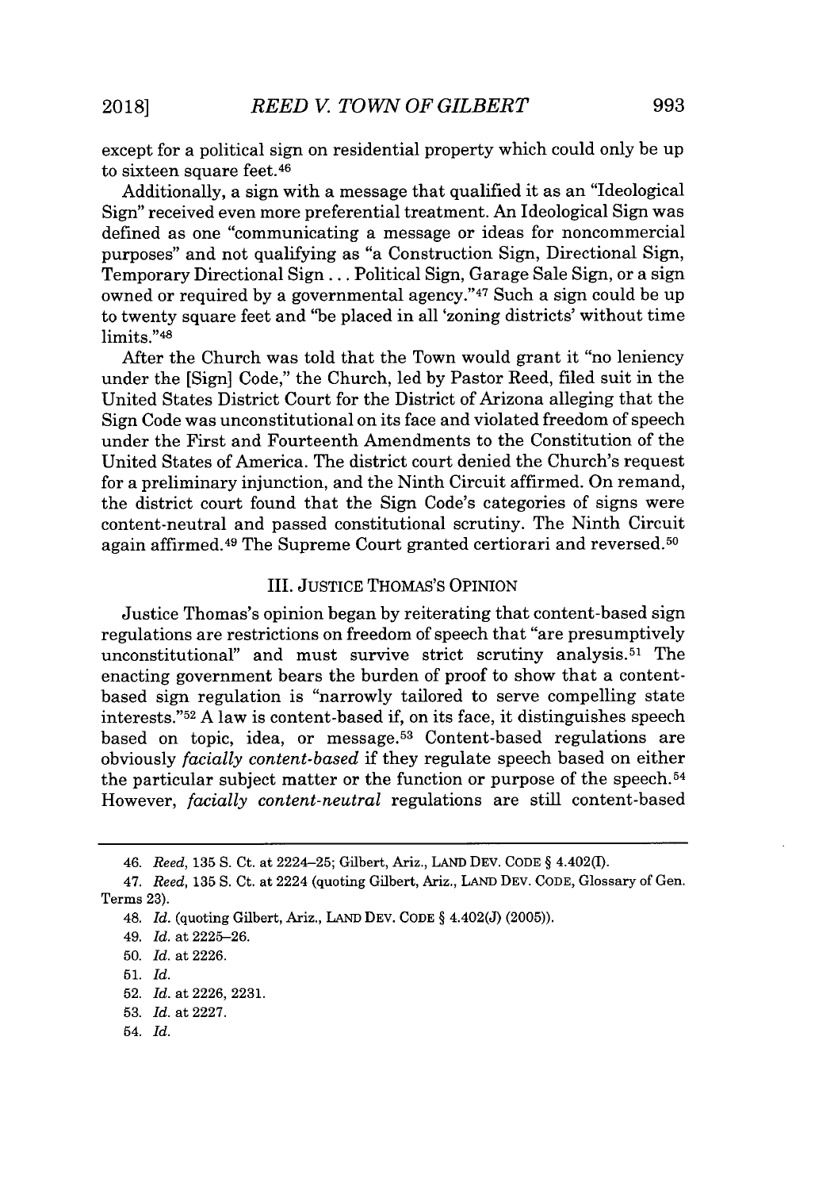except for a political sign on residential property which could only be up to sixteen square feet.[46]

Additionally, a sign with a message that qualified it as an "Ideological Sign" received even more preferential treatment. An Ideological Sign was defined as one "communicating a message or ideas for noncommercial purposes" and not qualifying as "a Construction Sign, Directional Sign, Temporary Directional Sign . . . Political Sign, Garage Sale Sign, or a sign owned or required by a governmental agency."[47] Such a sign could be up to twenty square feet and "be placed in all 'zoning districts' without time limits."[48]

After the Church was told that the Town would grant it "no leniency under the [Sign] Code," the Church, led by Pastor Reed, filed suit in the United States District Court for the District of Arizona alleging that the Sign Code was unconstitutional on its face and violated freedom of speech under the First and Fourteenth Amendments to the Constitution of the United States of America. The district court denied the Church's request for a preliminary injunction, and the Ninth Circuit affirmed. On remand, the district court found that the Sign Code's categories of signs were content-neutral and passed constitutional scrutiny. The Ninth Circuit again affirmed.[49] The Supreme Court granted certiorari and reversed.[50]

## III. JUSTICE THOMAS'S OPINION

Justice Thomas's opinion began by reiterating that content-based sign regulations are restrictions on freedom of speech that "are presumptively unconstitutional" and must survive strict scrutiny analysis.[51] The enacting government bears the burden of proof to show that a content-based sign regulation is "narrowly tailored to serve compelling state interests."[52] A law is content-based if, on its face, it distinguishes speech based on topic, idea, or message.[53] Content-based regulations are obviously *facially content-based* if they regulate speech based on either the particular subject matter or the function or purpose of the speech.[54] However, *facially content-neutral* regulations are still content-based

---

46. *Reed*, 135 S. Ct. at 2224–25; Gilbert, Ariz., LAND DEV. CODE § 4.402(I).

47. *Reed*, 135 S. Ct. at 2224 (quoting Gilbert, Ariz., LAND DEV. CODE, Glossary of Gen. Terms 23).

48. *Id.* (quoting Gilbert, Ariz., LAND DEV. CODE § 4.402(J) (2005)).

49. *Id.* at 2225–26.

50. *Id.* at 2226.

51. *Id.*

52. *Id.* at 2226, 2231.

53. *Id.* at 2227.

54. *Id.*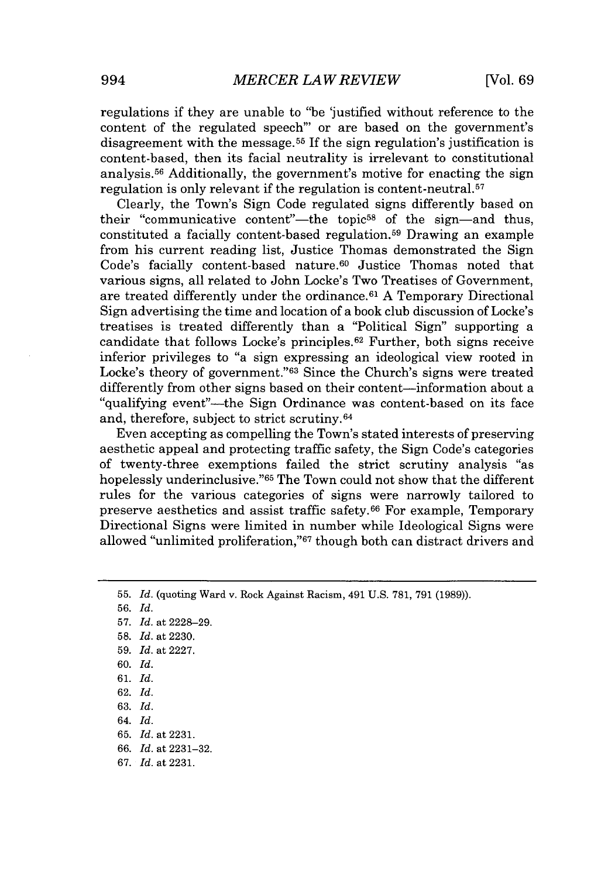regulations if they are unable to "be 'justified without reference to the content of the regulated speech'" or are based on the government's disagreement with the message.[55] If the sign regulation's justification is content-based, then its facial neutrality is irrelevant to constitutional analysis.[56] Additionally, the government's motive for enacting the sign regulation is only relevant if the regulation is content-neutral.[57]

Clearly, the Town's Sign Code regulated signs differently based on their "communicative content"—the topic[58] of the sign—and thus, constituted a facially content-based regulation.[59] Drawing an example from his current reading list, Justice Thomas demonstrated the Sign Code's facially content-based nature.[60] Justice Thomas noted that various signs, all related to John Locke's Two Treatises of Government, are treated differently under the ordinance.[61] A Temporary Directional Sign advertising the time and location of a book club discussion of Locke's treatises is treated differently than a "Political Sign" supporting a candidate that follows Locke's principles.[62] Further, both signs receive inferior privileges to "a sign expressing an ideological view rooted in Locke's theory of government."[63] Since the Church's signs were treated differently from other signs based on their content—information about a "qualifying event"—the Sign Ordinance was content-based on its face and, therefore, subject to strict scrutiny.[64]

Even accepting as compelling the Town's stated interests of preserving aesthetic appeal and protecting traffic safety, the Sign Code's categories of twenty-three exemptions failed the strict scrutiny analysis "as hopelessly underinclusive."[65] The Town could not show that the different rules for the various categories of signs were narrowly tailored to preserve aesthetics and assist traffic safety.[66] For example, Temporary Directional Signs were limited in number while Ideological Signs were allowed "unlimited proliferation,"[67] though both can distract drivers and

---

55. *Id.* (quoting Ward v. Rock Against Racism, 491 U.S. 781, 791 (1989)).
56. *Id.*
57. *Id.* at 2228–29.
58. *Id.* at 2230.
59. *Id.* at 2227.
60. *Id.*
61. *Id.*
62. *Id.*
63. *Id.*
64. *Id.*
65. *Id.* at 2231.
66. *Id.* at 2231–32.
67. *Id.* at 2231.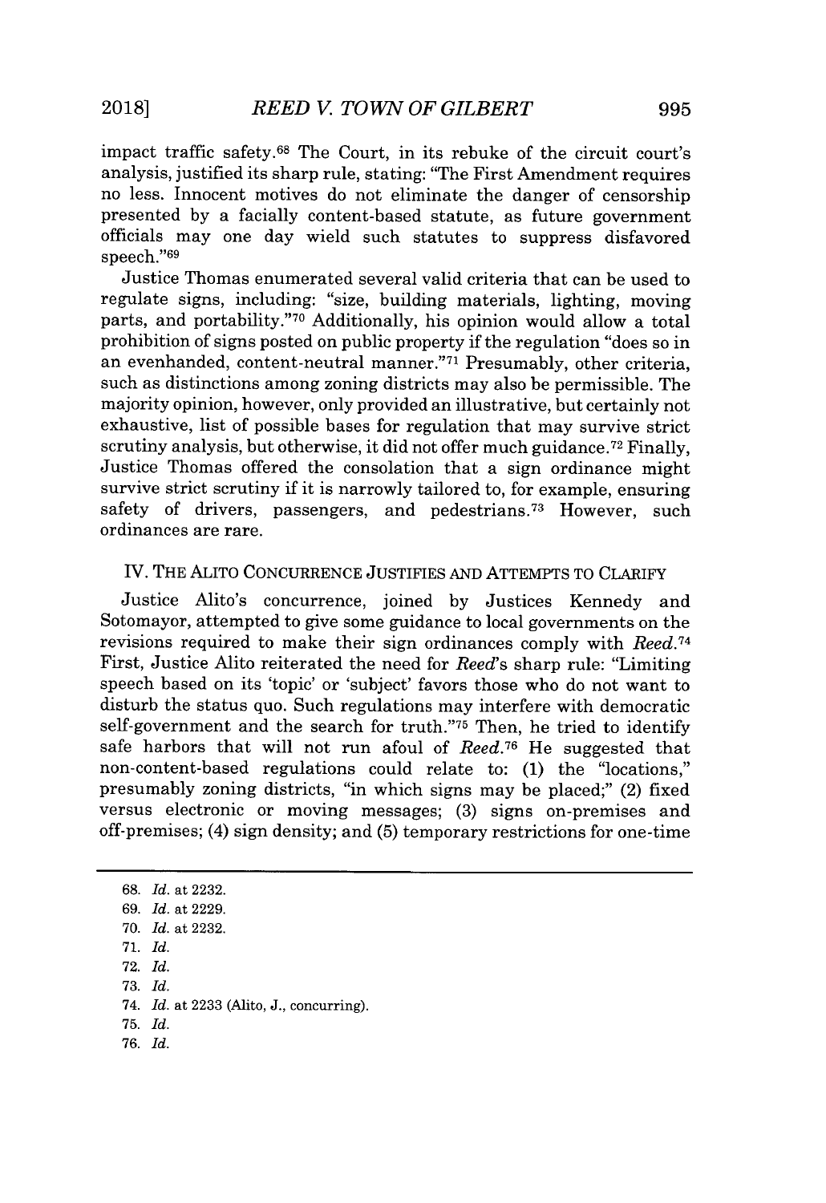impact traffic safety.[68] The Court, in its rebuke of the circuit court's analysis, justified its sharp rule, stating: "The First Amendment requires no less. Innocent motives do not eliminate the danger of censorship presented by a facially content-based statute, as future government officials may one day wield such statutes to suppress disfavored speech."[69]

Justice Thomas enumerated several valid criteria that can be used to regulate signs, including: "size, building materials, lighting, moving parts, and portability."[70] Additionally, his opinion would allow a total prohibition of signs posted on public property if the regulation "does so in an evenhanded, content-neutral manner."[71] Presumably, other criteria, such as distinctions among zoning districts may also be permissible. The majority opinion, however, only provided an illustrative, but certainly not exhaustive, list of possible bases for regulation that may survive strict scrutiny analysis, but otherwise, it did not offer much guidance.[72] Finally, Justice Thomas offered the consolation that a sign ordinance might survive strict scrutiny if it is narrowly tailored to, for example, ensuring safety of drivers, passengers, and pedestrians.[73] However, such ordinances are rare.

## IV. THE ALITO CONCURRENCE JUSTIFIES AND ATTEMPTS TO CLARIFY

Justice Alito's concurrence, joined by Justices Kennedy and Sotomayor, attempted to give some guidance to local governments on the revisions required to make their sign ordinances comply with *Reed*.[74] First, Justice Alito reiterated the need for *Reed*'s sharp rule: "Limiting speech based on its 'topic' or 'subject' favors those who do not want to disturb the status quo. Such regulations may interfere with democratic self-government and the search for truth."[75] Then, he tried to identify safe harbors that will not run afoul of *Reed*.[76] He suggested that non-content-based regulations could relate to: (1) the "locations," presumably zoning districts, "in which signs may be placed;" (2) fixed versus electronic or moving messages; (3) signs on-premises and off-premises; (4) sign density; and (5) temporary restrictions for one-time

---

68. *Id.* at 2232.
69. *Id.* at 2229.
70. *Id.* at 2232.
71. *Id.*
72. *Id.*
73. *Id.*
74. *Id.* at 2233 (Alito, J., concurring).
75. *Id.*
76. *Id.*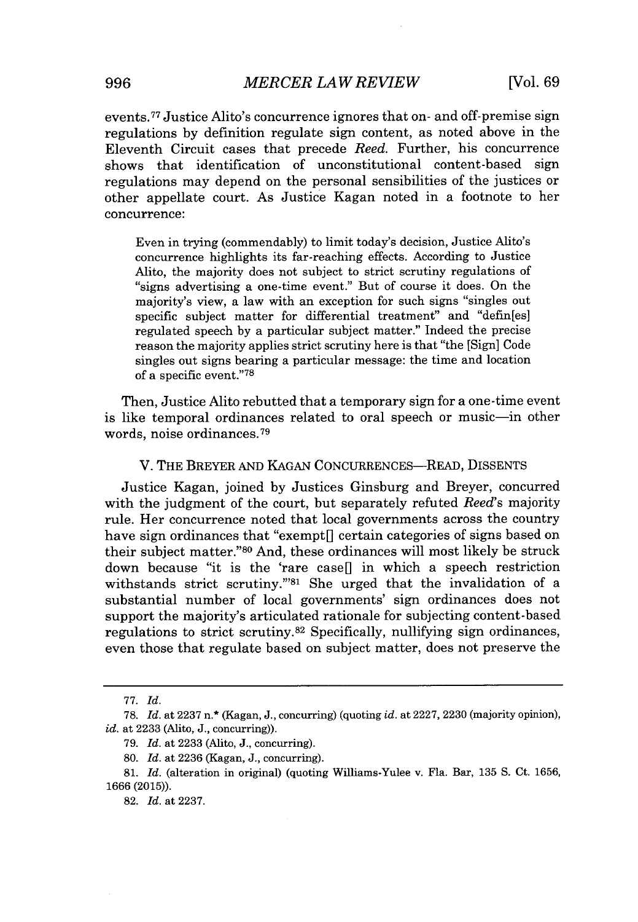events.[77] Justice Alito's concurrence ignores that on- and off-premise sign regulations by definition regulate sign content, as noted above in the Eleventh Circuit cases that precede *Reed*. Further, his concurrence shows that identification of unconstitutional content-based sign regulations may depend on the personal sensibilities of the justices or other appellate court. As Justice Kagan noted in a footnote to her concurrence:

> Even in trying (commendably) to limit today's decision, Justice Alito's concurrence highlights its far-reaching effects. According to Justice Alito, the majority does not subject to strict scrutiny regulations of "signs advertising a one-time event." But of course it does. On the majority's view, a law with an exception for such signs "singles out specific subject matter for differential treatment" and "defin[es] regulated speech by a particular subject matter." Indeed the precise reason the majority applies strict scrutiny here is that "the [Sign] Code singles out signs bearing a particular message: the time and location of a specific event."[78]

Then, Justice Alito rebutted that a temporary sign for a one-time event is like temporal ordinances related to oral speech or music—in other words, noise ordinances.[79]

## V. THE BREYER AND KAGAN CONCURRENCES—READ, DISSENTS

Justice Kagan, joined by Justices Ginsburg and Breyer, concurred with the judgment of the court, but separately refuted *Reed*'s majority rule. Her concurrence noted that local governments across the country have sign ordinances that "exempt[] certain categories of signs based on their subject matter."[80] And, these ordinances will most likely be struck down because "it is the 'rare case[] in which a speech restriction withstands strict scrutiny.'"[81] She urged that the invalidation of a substantial number of local governments' sign ordinances does not support the majority's articulated rationale for subjecting content-based regulations to strict scrutiny.[82] Specifically, nullifying sign ordinances, even those that regulate based on subject matter, does not preserve the

---

77. *Id.*

78. *Id.* at 2237 n.* (Kagan, J., concurring) (quoting *id.* at 2227, 2230 (majority opinion), *id.* at 2233 (Alito, J., concurring)).

79. *Id.* at 2233 (Alito, J., concurring).

80. *Id.* at 2236 (Kagan, J., concurring).

81. *Id.* (alteration in original) (quoting Williams-Yulee v. Fla. Bar, 135 S. Ct. 1656, 1666 (2015)).

82. *Id.* at 2237.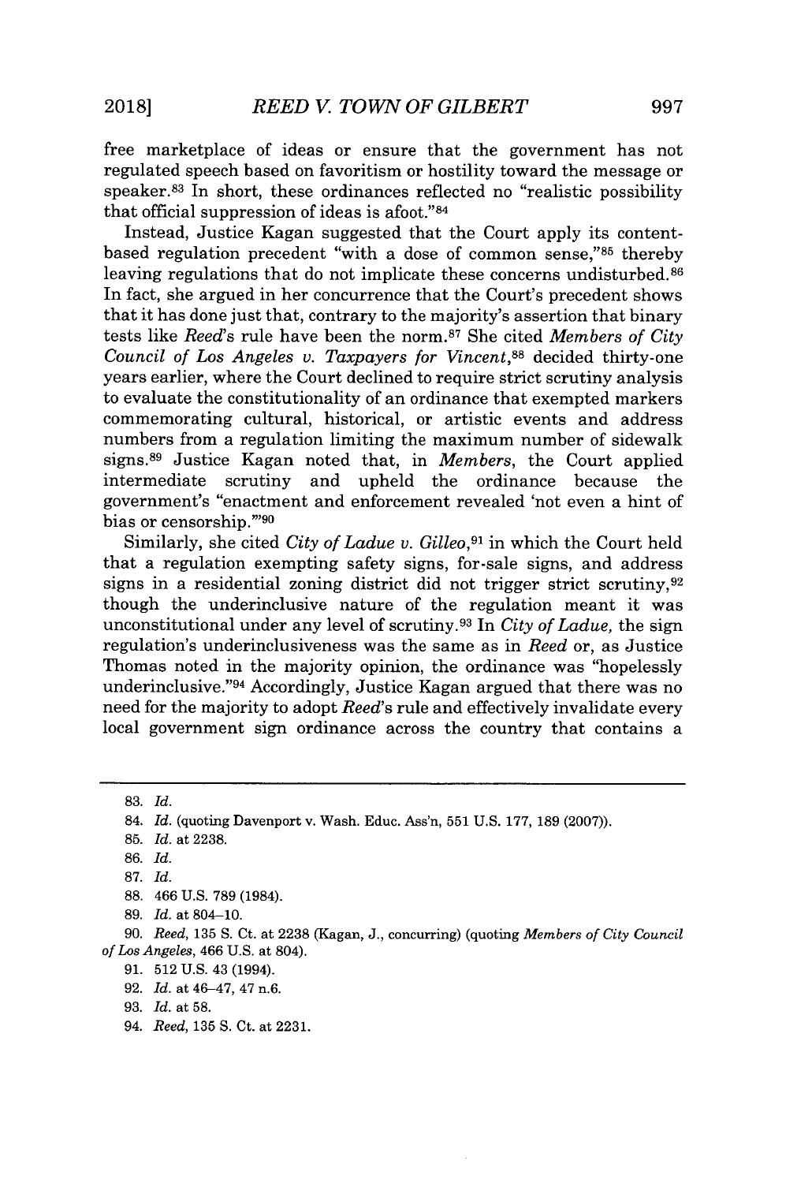free marketplace of ideas or ensure that the government has not regulated speech based on favoritism or hostility toward the message or speaker.[83] In short, these ordinances reflected no "realistic possibility that official suppression of ideas is afoot."[84]

Instead, Justice Kagan suggested that the Court apply its content-based regulation precedent "with a dose of common sense,"[85] thereby leaving regulations that do not implicate these concerns undisturbed.[86] In fact, she argued in her concurrence that the Court's precedent shows that it has done just that, contrary to the majority's assertion that binary tests like *Reed*'s rule have been the norm.[87] She cited *Members of City Council of Los Angeles v. Taxpayers for Vincent*,[88] decided thirty-one years earlier, where the Court declined to require strict scrutiny analysis to evaluate the constitutionality of an ordinance that exempted markers commemorating cultural, historical, or artistic events and address numbers from a regulation limiting the maximum number of sidewalk signs.[89] Justice Kagan noted that, in *Members*, the Court applied intermediate scrutiny and upheld the ordinance because the government's "enactment and enforcement revealed 'not even a hint of bias or censorship.'"[90]

Similarly, she cited *City of Ladue v. Gilleo*,[91] in which the Court held that a regulation exempting safety signs, for-sale signs, and address signs in a residential zoning district did not trigger strict scrutiny,[92] though the underinclusive nature of the regulation meant it was unconstitutional under any level of scrutiny.[93] In *City of Ladue*, the sign regulation's underinclusiveness was the same as in *Reed* or, as Justice Thomas noted in the majority opinion, the ordinance was "hopelessly underinclusive."[94] Accordingly, Justice Kagan argued that there was no need for the majority to adopt *Reed*'s rule and effectively invalidate every local government sign ordinance across the country that contains a

---

83. *Id.*

84. *Id.* (quoting Davenport v. Wash. Educ. Ass'n, 551 U.S. 177, 189 (2007)).

85. *Id.* at 2238.

86. *Id.*

87. *Id.*

88. 466 U.S. 789 (1984).

89. *Id.* at 804–10.

90. *Reed*, 135 S. Ct. at 2238 (Kagan, J., concurring) (quoting *Members of City Council of Los Angeles*, 466 U.S. at 804).

91. 512 U.S. 43 (1994).

92. *Id.* at 46–47, 47 n.6.

93. *Id.* at 58.

94. *Reed*, 135 S. Ct. at 2231.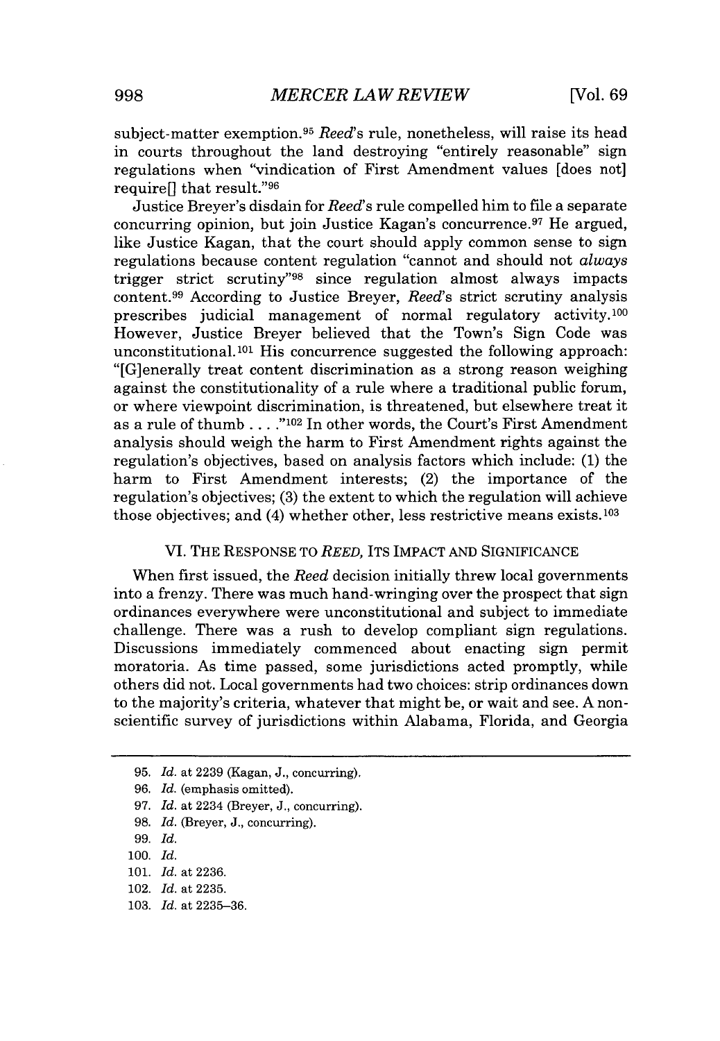subject-matter exemption.[95] *Reed*'s rule, nonetheless, will raise its head in courts throughout the land destroying "entirely reasonable" sign regulations when "vindication of First Amendment values [does not] require[] that result."[96]

Justice Breyer's disdain for *Reed*'s rule compelled him to file a separate concurring opinion, but join Justice Kagan's concurrence.[97] He argued, like Justice Kagan, that the court should apply common sense to sign regulations because content regulation "cannot and should not *always* trigger strict scrutiny"[98] since regulation almost always impacts content.[99] According to Justice Breyer, *Reed*'s strict scrutiny analysis prescribes judicial management of normal regulatory activity.[100] However, Justice Breyer believed that the Town's Sign Code was unconstitutional.[101] His concurrence suggested the following approach: "[G]enerally treat content discrimination as a strong reason weighing against the constitutionality of a rule where a traditional public forum, or where viewpoint discrimination, is threatened, but elsewhere treat it as a rule of thumb . . . ."[102] In other words, the Court's First Amendment analysis should weigh the harm to First Amendment rights against the regulation's objectives, based on analysis factors which include: (1) the harm to First Amendment interests; (2) the importance of the regulation's objectives; (3) the extent to which the regulation will achieve those objectives; and (4) whether other, less restrictive means exists.[103]

## VI. THE RESPONSE TO *REED*, ITS IMPACT AND SIGNIFICANCE

When first issued, the *Reed* decision initially threw local governments into a frenzy. There was much hand-wringing over the prospect that sign ordinances everywhere were unconstitutional and subject to immediate challenge. There was a rush to develop compliant sign regulations. Discussions immediately commenced about enacting sign permit moratoria. As time passed, some jurisdictions acted promptly, while others did not. Local governments had two choices: strip ordinances down to the majority's criteria, whatever that might be, or wait and see. A non-scientific survey of jurisdictions within Alabama, Florida, and Georgia

---

95. *Id.* at 2239 (Kagan, J., concurring).
96. *Id.* (emphasis omitted).
97. *Id.* at 2234 (Breyer, J., concurring).
98. *Id.* (Breyer, J., concurring).
99. *Id.*
100. *Id.*
101. *Id.* at 2236.
102. *Id.* at 2235.
103. *Id.* at 2235–36.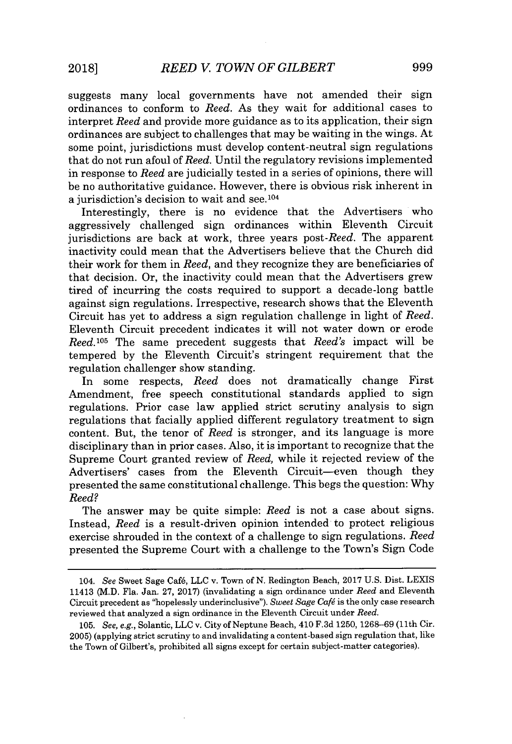suggests many local governments have not amended their sign ordinances to conform to *Reed*. As they wait for additional cases to interpret *Reed* and provide more guidance as to its application, their sign ordinances are subject to challenges that may be waiting in the wings. At some point, jurisdictions must develop content-neutral sign regulations that do not run afoul of *Reed*. Until the regulatory revisions implemented in response to *Reed* are judicially tested in a series of opinions, there will be no authoritative guidance. However, there is obvious risk inherent in a jurisdiction's decision to wait and see.[104]

Interestingly, there is no evidence that the Advertisers who aggressively challenged sign ordinances within Eleventh Circuit jurisdictions are back at work, three years post-*Reed*. The apparent inactivity could mean that the Advertisers believe that the Church did their work for them in *Reed*, and they recognize they are beneficiaries of that decision. Or, the inactivity could mean that the Advertisers grew tired of incurring the costs required to support a decade-long battle against sign regulations. Irrespective, research shows that the Eleventh Circuit has yet to address a sign regulation challenge in light of *Reed*. Eleventh Circuit precedent indicates it will not water down or erode *Reed*.[105] The same precedent suggests that *Reed's* impact will be tempered by the Eleventh Circuit's stringent requirement that the regulation challenger show standing.

In some respects, *Reed* does not dramatically change First Amendment, free speech constitutional standards applied to sign regulations. Prior case law applied strict scrutiny analysis to sign regulations that facially applied different regulatory treatment to sign content. But, the tenor of *Reed* is stronger, and its language is more disciplinary than in prior cases. Also, it is important to recognize that the Supreme Court granted review of *Reed*, while it rejected review of the Advertisers' cases from the Eleventh Circuit—even though they presented the same constitutional challenge. This begs the question: Why *Reed?*

The answer may be quite simple: *Reed* is not a case about signs. Instead, *Reed* is a result-driven opinion intended to protect religious exercise shrouded in the context of a challenge to sign regulations. *Reed* presented the Supreme Court with a challenge to the Town's Sign Code

---

104. *See* Sweet Sage Café, LLC v. Town of N. Redington Beach, 2017 U.S. Dist. LEXIS 11413 (M.D. Fla. Jan. 27, 2017) (invalidating a sign ordinance under *Reed* and Eleventh Circuit precedent as "hopelessly underinclusive"). *Sweet Sage Café* is the only case research reviewed that analyzed a sign ordinance in the Eleventh Circuit under *Reed*.

105. *See, e.g.*, Solantic, LLC v. City of Neptune Beach, 410 F.3d 1250, 1268–69 (11th Cir. 2005) (applying strict scrutiny to and invalidating a content-based sign regulation that, like the Town of Gilbert's, prohibited all signs except for certain subject-matter categories).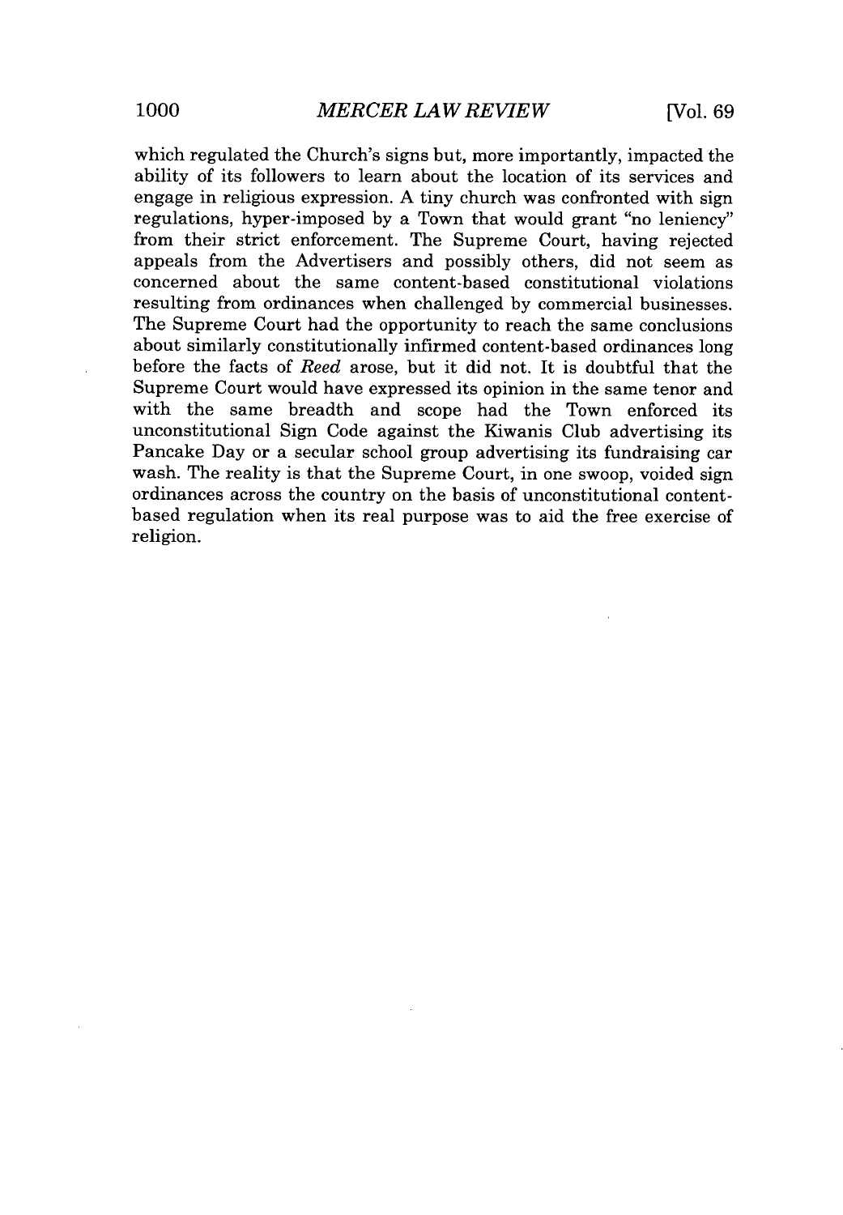which regulated the Church's signs but, more importantly, impacted the ability of its followers to learn about the location of its services and engage in religious expression. A tiny church was confronted with sign regulations, hyper-imposed by a Town that would grant "no leniency" from their strict enforcement. The Supreme Court, having rejected appeals from the Advertisers and possibly others, did not seem as concerned about the same content-based constitutional violations resulting from ordinances when challenged by commercial businesses. The Supreme Court had the opportunity to reach the same conclusions about similarly constitutionally infirmed content-based ordinances long before the facts of *Reed* arose, but it did not. It is doubtful that the Supreme Court would have expressed its opinion in the same tenor and with the same breadth and scope had the Town enforced its unconstitutional Sign Code against the Kiwanis Club advertising its Pancake Day or a secular school group advertising its fundraising car wash. The reality is that the Supreme Court, in one swoop, voided sign ordinances across the country on the basis of unconstitutional content-based regulation when its real purpose was to aid the free exercise of religion.